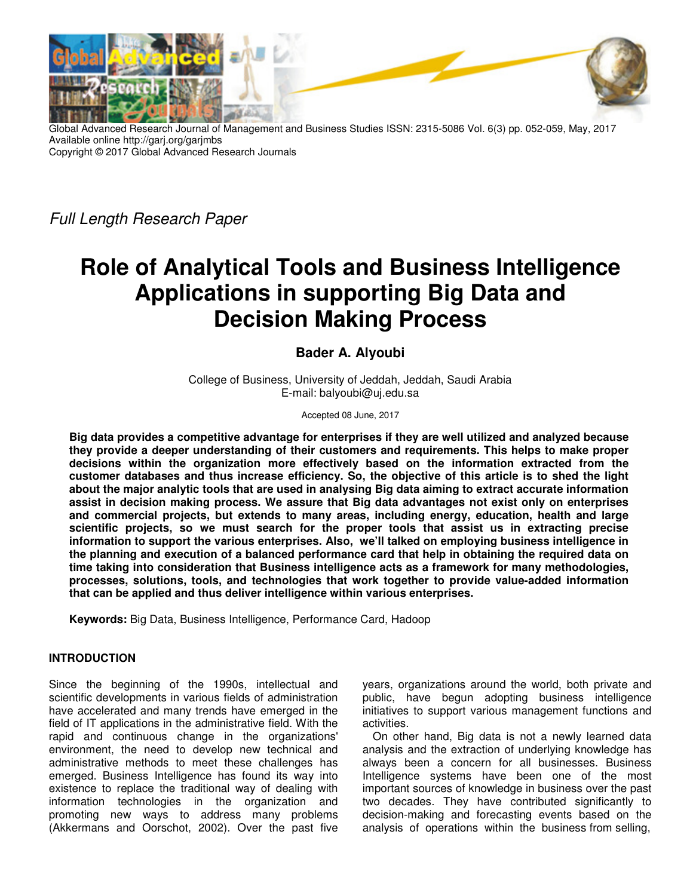Global Advanced Research Journal of Management and Business Studies ISSN: 2315-5086 Vol. 6(3) pp. 052-059, May, 2017
Available online http://garj.org/garjmbs
Copyright © 2017 Global Advanced Research Journals

*Full Length Research Paper*

# Role of Analytical Tools and Business Intelligence Applications in supporting Big Data and Decision Making Process

**Bader A. Alyoubi**

College of Business, University of Jeddah, Jeddah, Saudi Arabia
E-mail: balyoubi@uj.edu.sa

Accepted 08 June, 2017

**Big data provides a competitive advantage for enterprises if they are well utilized and analyzed because they provide a deeper understanding of their customers and requirements. This helps to make proper decisions within the organization more effectively based on the information extracted from the customer databases and thus increase efficiency. So, the objective of this article is to shed the light about the major analytic tools that are used in analysing Big data aiming to extract accurate information assist in decision making process. We assure that Big data advantages not exist only on enterprises and commercial projects, but extends to many areas, including energy, education, health and large scientific projects, so we must search for the proper tools that assist us in extracting precise information to support the various enterprises. Also, we'll talked on employing business intelligence in the planning and execution of a balanced performance card that help in obtaining the required data on time taking into consideration that Business intelligence acts as a framework for many methodologies, processes, solutions, tools, and technologies that work together to provide value-added information that can be applied and thus deliver intelligence within various enterprises.**

**Keywords:** Big Data, Business Intelligence, Performance Card, Hadoop

## INTRODUCTION

Since the beginning of the 1990s, intellectual and scientific developments in various fields of administration have accelerated and many trends have emerged in the field of IT applications in the administrative field. With the rapid and continuous change in the organizations' environment, the need to develop new technical and administrative methods to meet these challenges has emerged. Business Intelligence has found its way into existence to replace the traditional way of dealing with information technologies in the organization and promoting new ways to address many problems (Akkermans and Oorschot, 2002). Over the past five years, organizations around the world, both private and public, have begun adopting business intelligence initiatives to support various management functions and activities.

On other hand, Big data is not a newly learned data analysis and the extraction of underlying knowledge has always been a concern for all businesses. Business Intelligence systems have been one of the most important sources of knowledge in business over the past two decades. They have contributed significantly to decision-making and forecasting events based on the analysis of operations within the business from selling,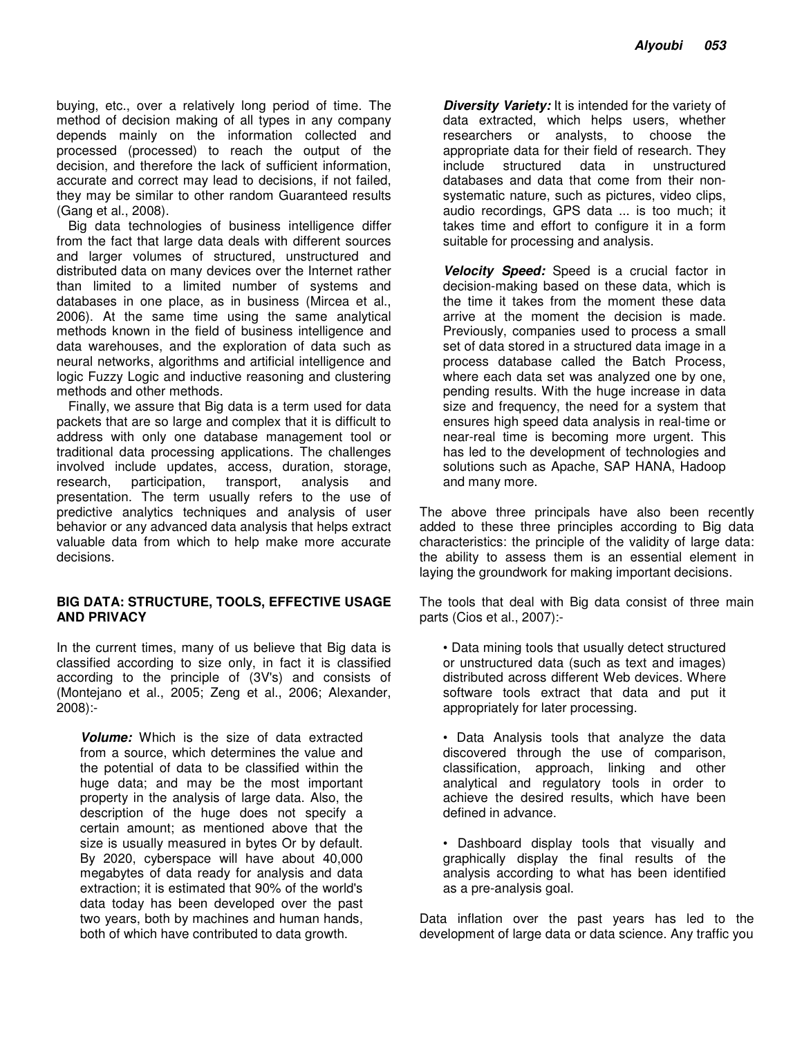buying, etc., over a relatively long period of time. The method of decision making of all types in any company depends mainly on the information collected and processed (processed) to reach the output of the decision, and therefore the lack of sufficient information, accurate and correct may lead to decisions, if not failed, they may be similar to other random Guaranteed results (Gang et al., 2008).

Big data technologies of business intelligence differ from the fact that large data deals with different sources and larger volumes of structured, unstructured and distributed data on many devices over the Internet rather than limited to a limited number of systems and databases in one place, as in business (Mircea et al., 2006). At the same time using the same analytical methods known in the field of business intelligence and data warehouses, and the exploration of data such as neural networks, algorithms and artificial intelligence and logic Fuzzy Logic and inductive reasoning and clustering methods and other methods.

Finally, we assure that Big data is a term used for data packets that are so large and complex that it is difficult to address with only one database management tool or traditional data processing applications. The challenges involved include updates, access, duration, storage, research, participation, transport, analysis and presentation. The term usually refers to the use of predictive analytics techniques and analysis of user behavior or any advanced data analysis that helps extract valuable data from which to help make more accurate decisions.

## BIG DATA: STRUCTURE, TOOLS, EFFECTIVE USAGE AND PRIVACY

In the current times, many of us believe that Big data is classified according to size only, in fact it is classified according to the principle of (3V's) and consists of (Montejano et al., 2005; Zeng et al., 2006; Alexander, 2008):-

***Volume:*** Which is the size of data extracted from a source, which determines the value and the potential of data to be classified within the huge data; and may be the most important property in the analysis of large data. Also, the description of the huge does not specify a certain amount; as mentioned above that the size is usually measured in bytes Or by default. By 2020, cyberspace will have about 40,000 megabytes of data ready for analysis and data extraction; it is estimated that 90% of the world's data today has been developed over the past two years, both by machines and human hands, both of which have contributed to data growth.

***Diversity Variety:*** It is intended for the variety of data extracted, which helps users, whether researchers or analysts, to choose the appropriate data for their field of research. They include structured data in unstructured databases and data that come from their non-systematic nature, such as pictures, video clips, audio recordings, GPS data ... is too much; it takes time and effort to configure it in a form suitable for processing and analysis.

***Velocity Speed:*** Speed is a crucial factor in decision-making based on these data, which is the time it takes from the moment these data arrive at the moment the decision is made. Previously, companies used to process a small set of data stored in a structured data image in a process database called the Batch Process, where each data set was analyzed one by one, pending results. With the huge increase in data size and frequency, the need for a system that ensures high speed data analysis in real-time or near-real time is becoming more urgent. This has led to the development of technologies and solutions such as Apache, SAP HANA, Hadoop and many more.

The above three principals have also been recently added to these three principles according to Big data characteristics: the principle of the validity of large data: the ability to assess them is an essential element in laying the groundwork for making important decisions.

The tools that deal with Big data consist of three main parts (Cios et al., 2007):-

- Data mining tools that usually detect structured or unstructured data (such as text and images) distributed across different Web devices. Where software tools extract that data and put it appropriately for later processing.

- Data Analysis tools that analyze the data discovered through the use of comparison, classification, approach, linking and other analytical and regulatory tools in order to achieve the desired results, which have been defined in advance.

- Dashboard display tools that visually and graphically display the final results of the analysis according to what has been identified as a pre-analysis goal.

Data inflation over the past years has led to the development of large data or data science. Any traffic you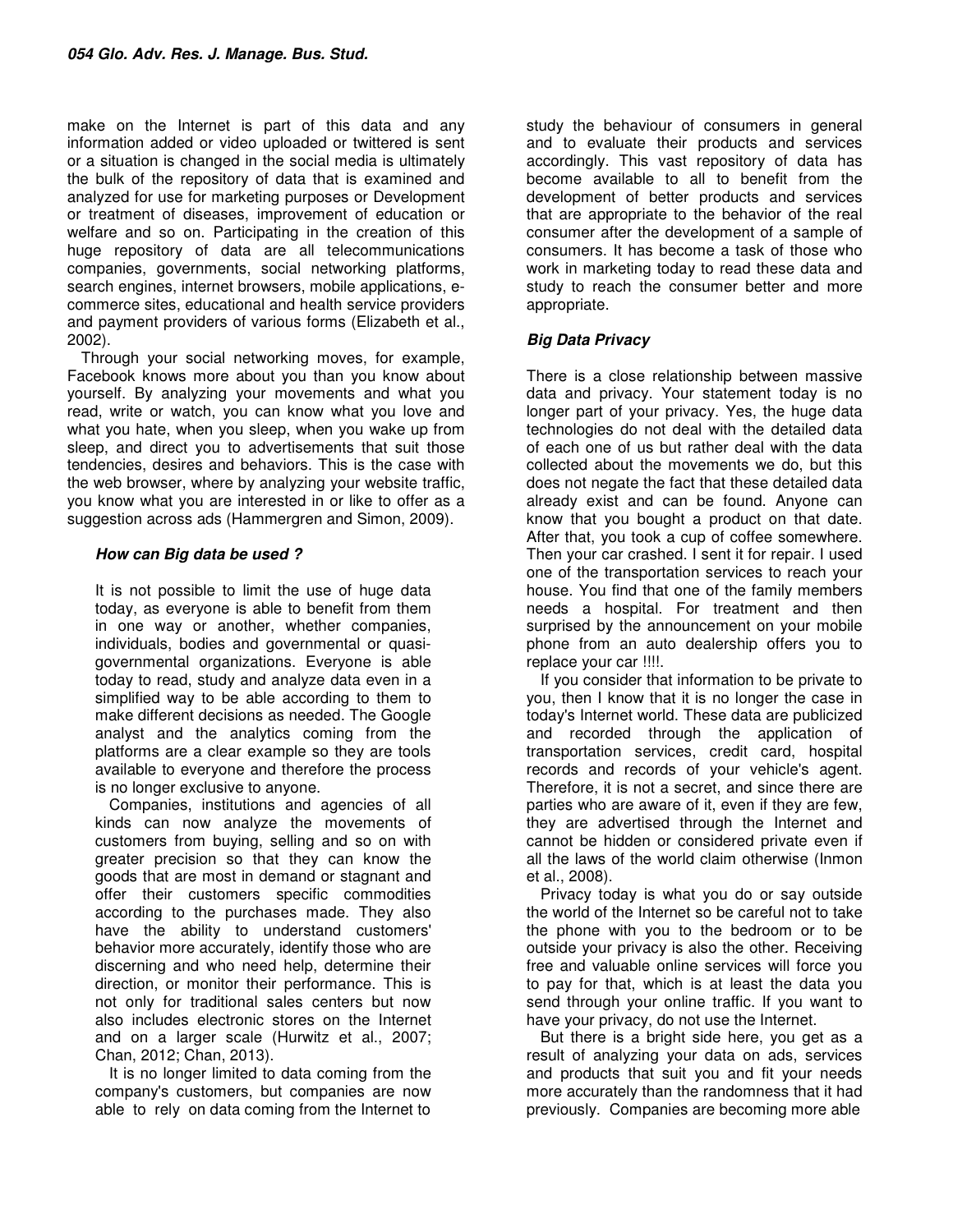make on the Internet is part of this data and any information added or video uploaded or twittered is sent or a situation is changed in the social media is ultimately the bulk of the repository of data that is examined and analyzed for use for marketing purposes or Development or treatment of diseases, improvement of education or welfare and so on. Participating in the creation of this huge repository of data are all telecommunications companies, governments, social networking platforms, search engines, internet browsers, mobile applications, e-commerce sites, educational and health service providers and payment providers of various forms (Elizabeth et al., 2002).

Through your social networking moves, for example, Facebook knows more about you than you know about yourself. By analyzing your movements and what you read, write or watch, you can know what you love and what you hate, when you sleep, when you wake up from sleep, and direct you to advertisements that suit those tendencies, desires and behaviors. This is the case with the web browser, where by analyzing your website traffic, you know what you are interested in or like to offer as a suggestion across ads (Hammergren and Simon, 2009).

### *How can Big data be used ?*

It is not possible to limit the use of huge data today, as everyone is able to benefit from them in one way or another, whether companies, individuals, bodies and governmental or quasi-governmental organizations. Everyone is able today to read, study and analyze data even in a simplified way to be able according to them to make different decisions as needed. The Google analyst and the analytics coming from the platforms are a clear example so they are tools available to everyone and therefore the process is no longer exclusive to anyone.

Companies, institutions and agencies of all kinds can now analyze the movements of customers from buying, selling and so on with greater precision so that they can know the goods that are most in demand or stagnant and offer their customers specific commodities according to the purchases made. They also have the ability to understand customers' behavior more accurately, identify those who are discerning and who need help, determine their direction, or monitor their performance. This is not only for traditional sales centers but now also includes electronic stores on the Internet and on a larger scale (Hurwitz et al., 2007; Chan, 2012; Chan, 2013).

It is no longer limited to data coming from the company's customers, but companies are now able to rely on data coming from the Internet to study the behaviour of consumers in general and to evaluate their products and services accordingly. This vast repository of data has become available to all to benefit from the development of better products and services that are appropriate to the behavior of the real consumer after the development of a sample of consumers. It has become a task of those who work in marketing today to read these data and study to reach the consumer better and more appropriate.

### *Big Data Privacy*

There is a close relationship between massive data and privacy. Your statement today is no longer part of your privacy. Yes, the huge data technologies do not deal with the detailed data of each one of us but rather deal with the data collected about the movements we do, but this does not negate the fact that these detailed data already exist and can be found. Anyone can know that you bought a product on that date. After that, you took a cup of coffee somewhere. Then your car crashed. I sent it for repair. I used one of the transportation services to reach your house. You find that one of the family members needs a hospital. For treatment and then surprised by the announcement on your mobile phone from an auto dealership offers you to replace your car !!!!.

If you consider that information to be private to you, then I know that it is no longer the case in today's Internet world. These data are publicized and recorded through the application of transportation services, credit card, hospital records and records of your vehicle's agent. Therefore, it is not a secret, and since there are parties who are aware of it, even if they are few, they are advertised through the Internet and cannot be hidden or considered private even if all the laws of the world claim otherwise (Inmon et al., 2008).

Privacy today is what you do or say outside the world of the Internet so be careful not to take the phone with you to the bedroom or to be outside your privacy is also the other. Receiving free and valuable online services will force you to pay for that, which is at least the data you send through your online traffic. If you want to have your privacy, do not use the Internet.

But there is a bright side here, you get as a result of analyzing your data on ads, services and products that suit you and fit your needs more accurately than the randomness that it had previously. Companies are becoming more able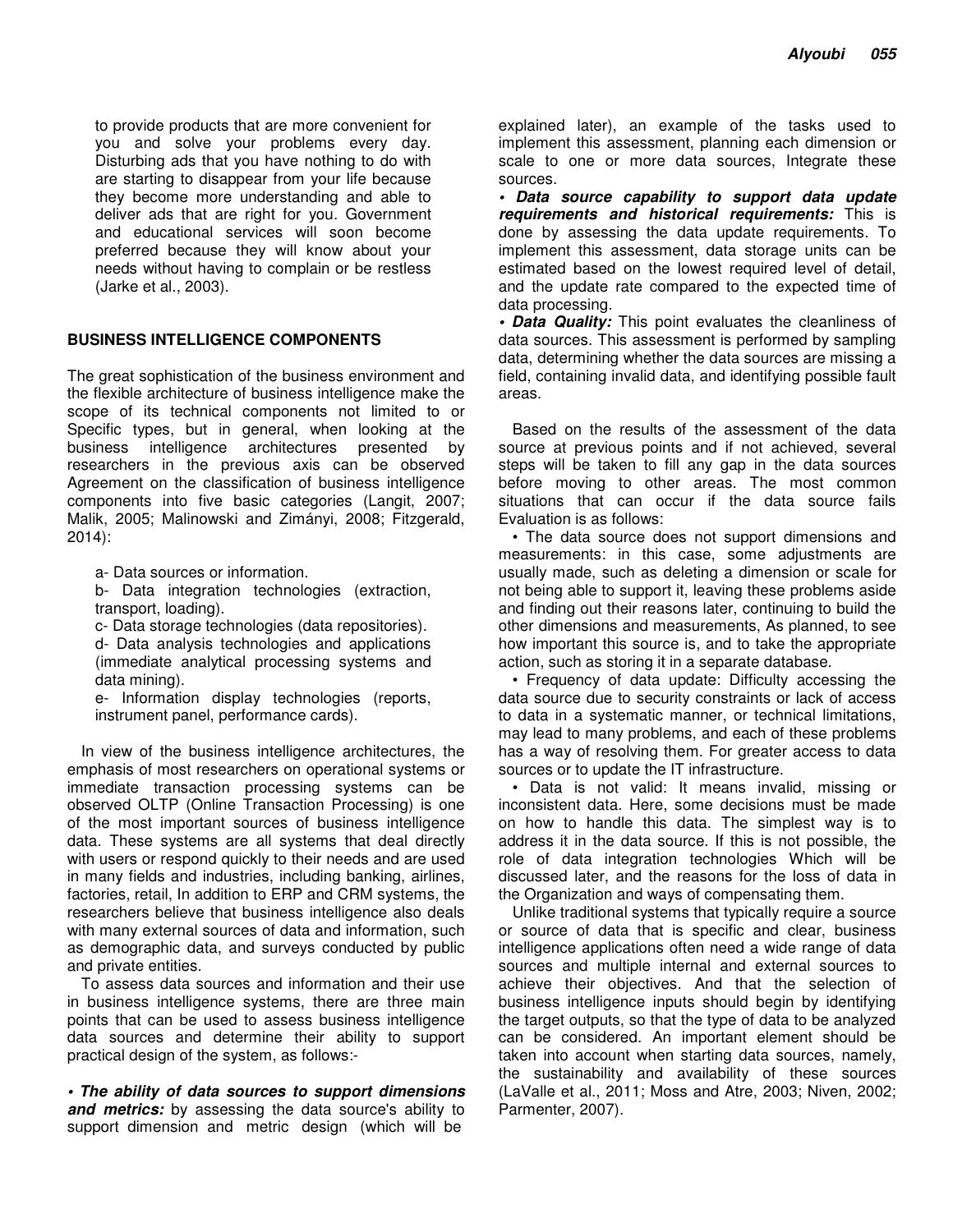to provide products that are more convenient for you and solve your problems every day. Disturbing ads that you have nothing to do with are starting to disappear from your life because they become more understanding and able to deliver ads that are right for you. Government and educational services will soon become preferred because they will know about your needs without having to complain or be restless (Jarke et al., 2003).

## BUSINESS INTELLIGENCE COMPONENTS

The great sophistication of the business environment and the flexible architecture of business intelligence make the scope of its technical components not limited to or Specific types, but in general, when looking at the business intelligence architectures presented by researchers in the previous axis can be observed Agreement on the classification of business intelligence components into five basic categories (Langit, 2007; Malik, 2005; Malinowski and Zimányi, 2008; Fitzgerald, 2014):

a- Data sources or information.
b- Data integration technologies (extraction, transport, loading).
c- Data storage technologies (data repositories).
d- Data analysis technologies and applications (immediate analytical processing systems and data mining).
e- Information display technologies (reports, instrument panel, performance cards).

In view of the business intelligence architectures, the emphasis of most researchers on operational systems or immediate transaction processing systems can be observed OLTP (Online Transaction Processing) is one of the most important sources of business intelligence data. These systems are all systems that deal directly with users or respond quickly to their needs and are used in many fields and industries, including banking, airlines, factories, retail, In addition to ERP and CRM systems, the researchers believe that business intelligence also deals with many external sources of data and information, such as demographic data, and surveys conducted by public and private entities.

To assess data sources and information and their use in business intelligence systems, there are three main points that can be used to assess business intelligence data sources and determine their ability to support practical design of the system, as follows:-

• ***The ability of data sources to support dimensions and metrics:*** by assessing the data source's ability to support dimension and metric design (which will be explained later), an example of the tasks used to implement this assessment, planning each dimension or scale to one or more data sources, Integrate these sources.

• ***Data source capability to support data update requirements and historical requirements:*** This is done by assessing the data update requirements. To implement this assessment, data storage units can be estimated based on the lowest required level of detail, and the update rate compared to the expected time of data processing.

• ***Data Quality:*** This point evaluates the cleanliness of data sources. This assessment is performed by sampling data, determining whether the data sources are missing a field, containing invalid data, and identifying possible fault areas.

Based on the results of the assessment of the data source at previous points and if not achieved, several steps will be taken to fill any gap in the data sources before moving to other areas. The most common situations that can occur if the data source fails Evaluation is as follows:

• The data source does not support dimensions and measurements: in this case, some adjustments are usually made, such as deleting a dimension or scale for not being able to support it, leaving these problems aside and finding out their reasons later, continuing to build the other dimensions and measurements, As planned, to see how important this source is, and to take the appropriate action, such as storing it in a separate database.

• Frequency of data update: Difficulty accessing the data source due to security constraints or lack of access to data in a systematic manner, or technical limitations, may lead to many problems, and each of these problems has a way of resolving them. For greater access to data sources or to update the IT infrastructure.

• Data is not valid: It means invalid, missing or inconsistent data. Here, some decisions must be made on how to handle this data. The simplest way is to address it in the data source. If this is not possible, the role of data integration technologies Which will be discussed later, and the reasons for the loss of data in the Organization and ways of compensating them.

Unlike traditional systems that typically require a source or source of data that is specific and clear, business intelligence applications often need a wide range of data sources and multiple internal and external sources to achieve their objectives. And that the selection of business intelligence inputs should begin by identifying the target outputs, so that the type of data to be analyzed can be considered. An important element should be taken into account when starting data sources, namely, the sustainability and availability of these sources (LaValle et al., 2011; Moss and Atre, 2003; Niven, 2002; Parmenter, 2007).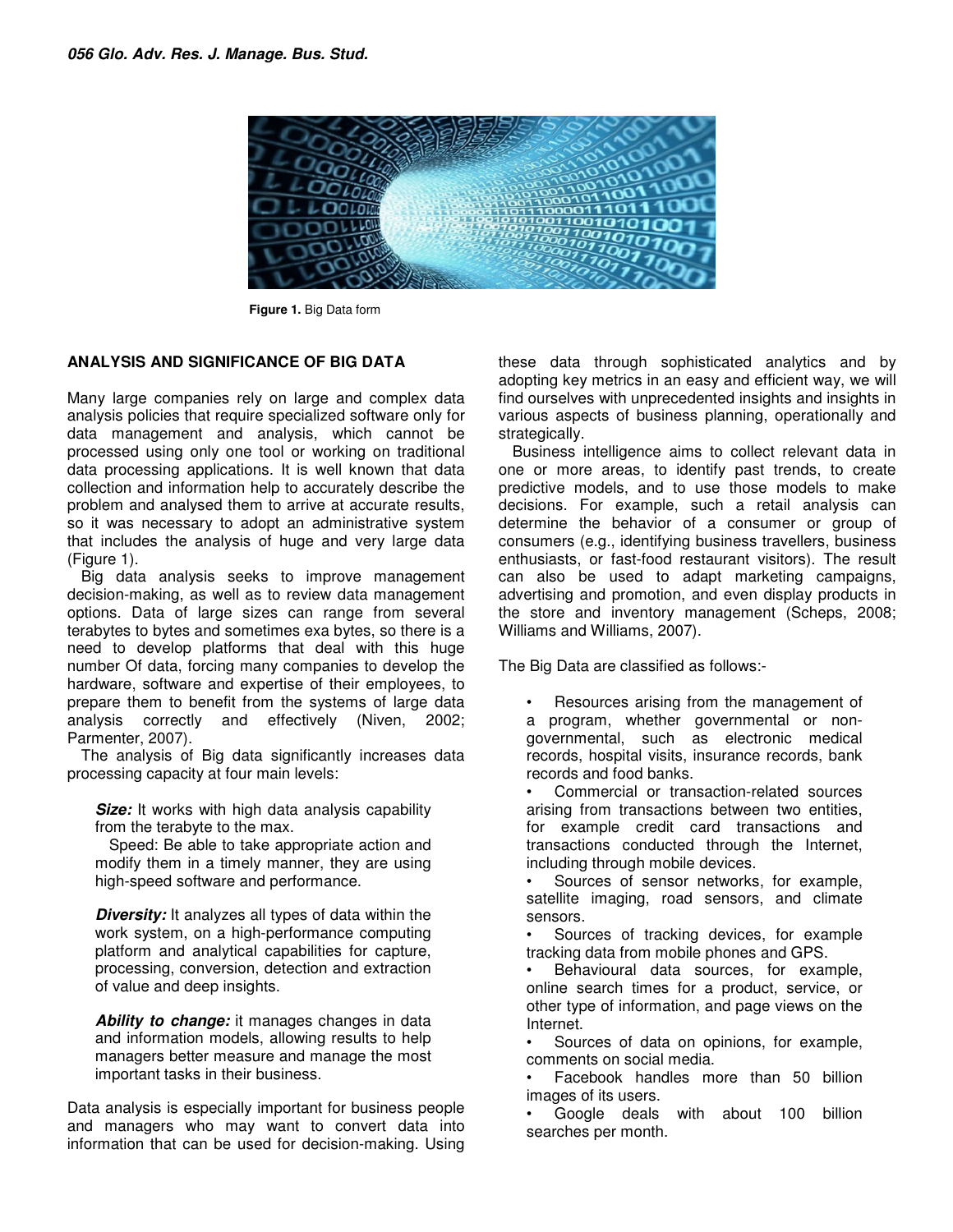Figure 1. Big Data form

## ANALYSIS AND SIGNIFICANCE OF BIG DATA

Many large companies rely on large and complex data analysis policies that require specialized software only for data management and analysis, which cannot be processed using only one tool or working on traditional data processing applications. It is well known that data collection and information help to accurately describe the problem and analysed them to arrive at accurate results, so it was necessary to adopt an administrative system that includes the analysis of huge and very large data (Figure 1).

Big data analysis seeks to improve management decision-making, as well as to review data management options. Data of large sizes can range from several terabytes to bytes and sometimes exa bytes, so there is a need to develop platforms that deal with this huge number Of data, forcing many companies to develop the hardware, software and expertise of their employees, to prepare them to benefit from the systems of large data analysis correctly and effectively (Niven, 2002; Parmenter, 2007).

The analysis of Big data significantly increases data processing capacity at four main levels:

***Size:*** It works with high data analysis capability from the terabyte to the max.

Speed: Be able to take appropriate action and modify them in a timely manner, they are using high-speed software and performance.

***Diversity:*** It analyzes all types of data within the work system, on a high-performance computing platform and analytical capabilities for capture, processing, conversion, detection and extraction of value and deep insights.

***Ability to change:*** it manages changes in data and information models, allowing results to help managers better measure and manage the most important tasks in their business.

Data analysis is especially important for business people and managers who may want to convert data into information that can be used for decision-making. Using these data through sophisticated analytics and by adopting key metrics in an easy and efficient way, we will find ourselves with unprecedented insights and insights in various aspects of business planning, operationally and strategically.

Business intelligence aims to collect relevant data in one or more areas, to identify past trends, to create predictive models, and to use those models to make decisions. For example, such a retail analysis can determine the behavior of a consumer or group of consumers (e.g., identifying business travellers, business enthusiasts, or fast-food restaurant visitors). The result can also be used to adapt marketing campaigns, advertising and promotion, and even display products in the store and inventory management (Scheps, 2008; Williams and Williams, 2007).

The Big Data are classified as follows:-

- Resources arising from the management of a program, whether governmental or non-governmental, such as electronic medical records, hospital visits, insurance records, bank records and food banks.
- Commercial or transaction-related sources arising from transactions between two entities, for example credit card transactions and transactions conducted through the Internet, including through mobile devices.
- Sources of sensor networks, for example, satellite imaging, road sensors, and climate sensors.
- Sources of tracking devices, for example tracking data from mobile phones and GPS.
- Behavioural data sources, for example, online search times for a product, service, or other type of information, and page views on the Internet.
- Sources of data on opinions, for example, comments on social media.
- Facebook handles more than 50 billion images of its users.
- Google deals with about 100 billion searches per month.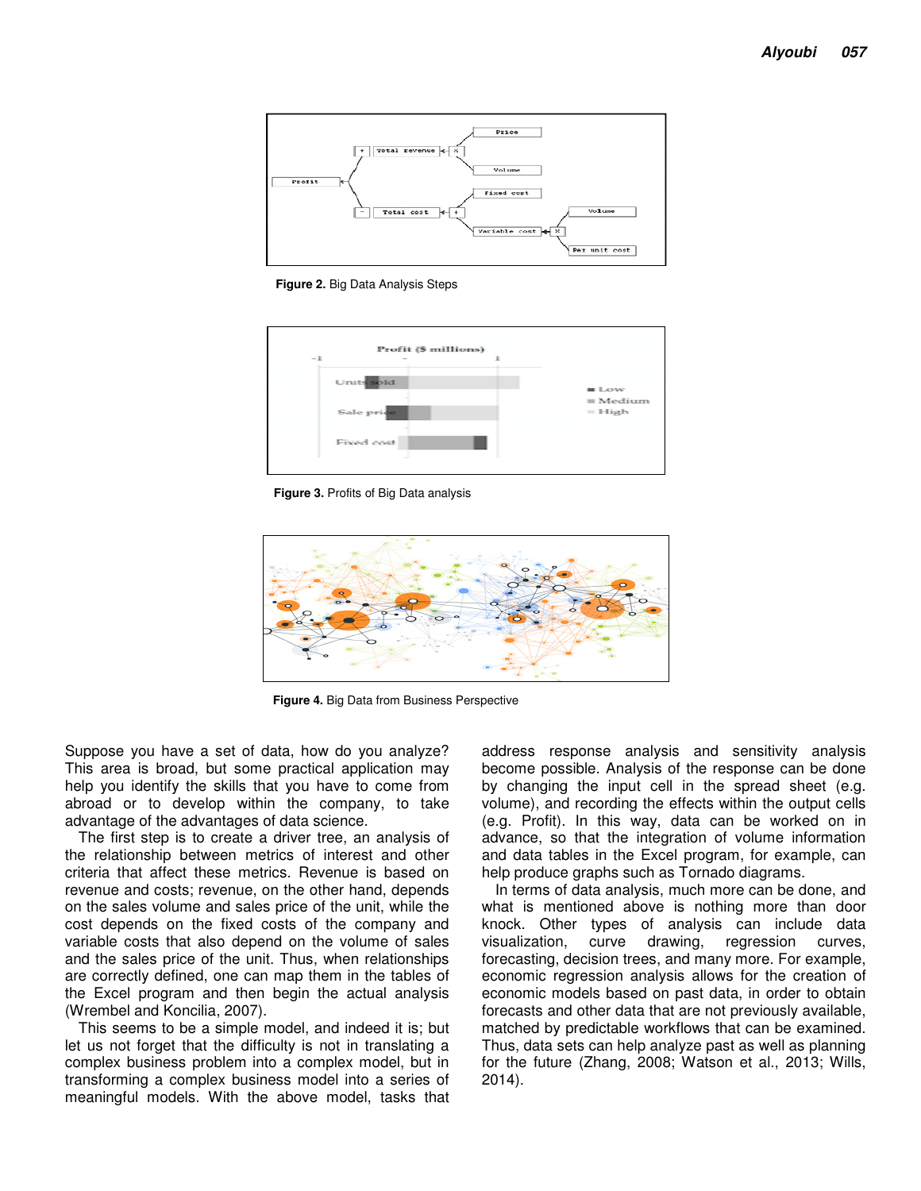Figure 2. Big Data Analysis Steps

Figure 3. Profits of Big Data analysis

Figure 4. Big Data from Business Perspective

Suppose you have a set of data, how do you analyze? This area is broad, but some practical application may help you identify the skills that you have to come from abroad or to develop within the company, to take advantage of the advantages of data science.

The first step is to create a driver tree, an analysis of the relationship between metrics of interest and other criteria that affect these metrics. Revenue is based on revenue and costs; revenue, on the other hand, depends on the sales volume and sales price of the unit, while the cost depends on the fixed costs of the company and variable costs that also depend on the volume of sales and the sales price of the unit. Thus, when relationships are correctly defined, one can map them in the tables of the Excel program and then begin the actual analysis (Wrembel and Koncilia, 2007).

This seems to be a simple model, and indeed it is; but let us not forget that the difficulty is not in translating a complex business problem into a complex model, but in transforming a complex business model into a series of meaningful models. With the above model, tasks that address response analysis and sensitivity analysis become possible. Analysis of the response can be done by changing the input cell in the spread sheet (e.g. volume), and recording the effects within the output cells (e.g. Profit). In this way, data can be worked on in advance, so that the integration of volume information and data tables in the Excel program, for example, can help produce graphs such as Tornado diagrams.

In terms of data analysis, much more can be done, and what is mentioned above is nothing more than door knock. Other types of analysis can include data visualization, curve drawing, regression curves, forecasting, decision trees, and many more. For example, economic regression analysis allows for the creation of economic models based on past data, in order to obtain forecasts and other data that are not previously available, matched by predictable workflows that can be examined. Thus, data sets can help analyze past as well as planning for the future (Zhang, 2008; Watson et al., 2013; Wills, 2014).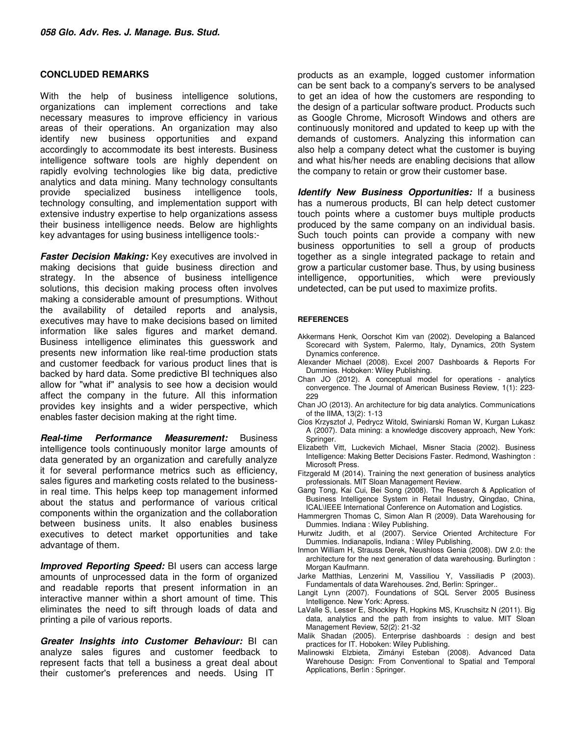## CONCLUDED REMARKS

With the help of business intelligence solutions, organizations can implement corrections and take necessary measures to improve efficiency in various areas of their operations. An organization may also identify new business opportunities and expand accordingly to accommodate its best interests. Business intelligence software tools are highly dependent on rapidly evolving technologies like big data, predictive analytics and data mining. Many technology consultants provide specialized business intelligence tools, technology consulting, and implementation support with extensive industry expertise to help organizations assess their business intelligence needs. Below are highlights key advantages for using business intelligence tools:-

***Faster Decision Making:*** Key executives are involved in making decisions that guide business direction and strategy. In the absence of business intelligence solutions, this decision making process often involves making a considerable amount of presumptions. Without the availability of detailed reports and analysis, executives may have to make decisions based on limited information like sales figures and market demand. Business intelligence eliminates this guesswork and presents new information like real-time production stats and customer feedback for various product lines that is backed by hard data. Some predictive BI techniques also allow for "what if" analysis to see how a decision would affect the company in the future. All this information provides key insights and a wider perspective, which enables faster decision making at the right time.

***Real-time Performance Measurement:*** Business intelligence tools continuously monitor large amounts of data generated by an organization and carefully analyze it for several performance metrics such as efficiency, sales figures and marketing costs related to the business-in real time. This helps keep top management informed about the status and performance of various critical components within the organization and the collaboration between business units. It also enables business executives to detect market opportunities and take advantage of them.

***Improved Reporting Speed:*** BI users can access large amounts of unprocessed data in the form of organized and readable reports that present information in an interactive manner within a short amount of time. This eliminates the need to sift through loads of data and printing a pile of various reports.

***Greater Insights into Customer Behaviour:*** BI can analyze sales figures and customer feedback to represent facts that tell a business a great deal about their customer's preferences and needs. Using IT products as an example, logged customer information can be sent back to a company's servers to be analysed to get an idea of how the customers are responding to the design of a particular software product. Products such as Google Chrome, Microsoft Windows and others are continuously monitored and updated to keep up with the demands of customers. Analyzing this information can also help a company detect what the customer is buying and what his/her needs are enabling decisions that allow the company to retain or grow their customer base.

***Identify New Business Opportunities:*** If a business has a numerous products, BI can help detect customer touch points where a customer buys multiple products produced by the same company on an individual basis. Such touch points can provide a company with new business opportunities to sell a group of products together as a single integrated package to retain and grow a particular customer base. Thus, by using business intelligence, opportunities, which were previously undetected, can be put used to maximize profits.

## REFERENCES

Akkermans Henk, Oorschot Kim van (2002). Developing a Balanced Scorecard with System, Palermo, Italy, Dynamics, 20th System Dynamics conference.

Alexander Michael (2008). Excel 2007 Dashboards & Reports For Dummies. Hoboken: Wiley Publishing.

Chan JO (2012). A conceptual model for operations - analytics convergence. The Journal of American Business Review, 1(1): 223-229

Chan JO (2013). An architecture for big data analytics. Communications of the IIMA, 13(2): 1-13

Cios Krzysztof J, Pedrycz Witold, Swiniarski Roman W, Kurgan Lukasz A (2007). Data mining: a knowledge discovery approach, New York: Springer.

Elizabeth Vitt, Luckevich Michael, Misner Stacia (2002). Business Intelligence: Making Better Decisions Faster. Redmond, Washington : Microsoft Press.

Fitzgerald M (2014). Training the next generation of business analytics professionals. MIT Sloan Management Review.

Gang Tong, Kai Cui, Bei Song (2008). The Research & Application of Business Intelligence System in Retail Industry, Qingdao, China, ICAL\IEEE International Conference on Automation and Logistics.

Hammergren Thomas C, Simon Alan R (2009). Data Warehousing for Dummies. Indiana : Wiley Publishing.

Hurwitz Judith, et al (2007). Service Oriented Architecture For Dummies. Indianapolis, Indiana : Wiley Publishing.

Inmon William H, Strauss Derek, Neushloss Genia (2008). DW 2.0: the architecture for the next generation of data warehousing. Burlington : Morgan Kaufmann.

Jarke Matthias, Lenzerini M, Vassiliou Y, Vassiliadis P (2003). Fundamentals of data Warehouses. 2nd, Berlin: Springer..

Langit Lynn (2007). Foundations of SQL Server 2005 Business Intelligence. New York: Apress.

LaValle S, Lesser E, Shockley R, Hopkins MS, Kruschsitz N (2011). Big data, analytics and the path from insights to value. MIT Sloan Management Review, 52(2): 21-32

Malik Shadan (2005). Enterprise dashboards : design and best practices for IT. Hoboken: Wiley Publishing.

Malinowski Elzbieta, Zimányi Esteban (2008). Advanced Data Warehouse Design: From Conventional to Spatial and Temporal Applications, Berlin : Springer.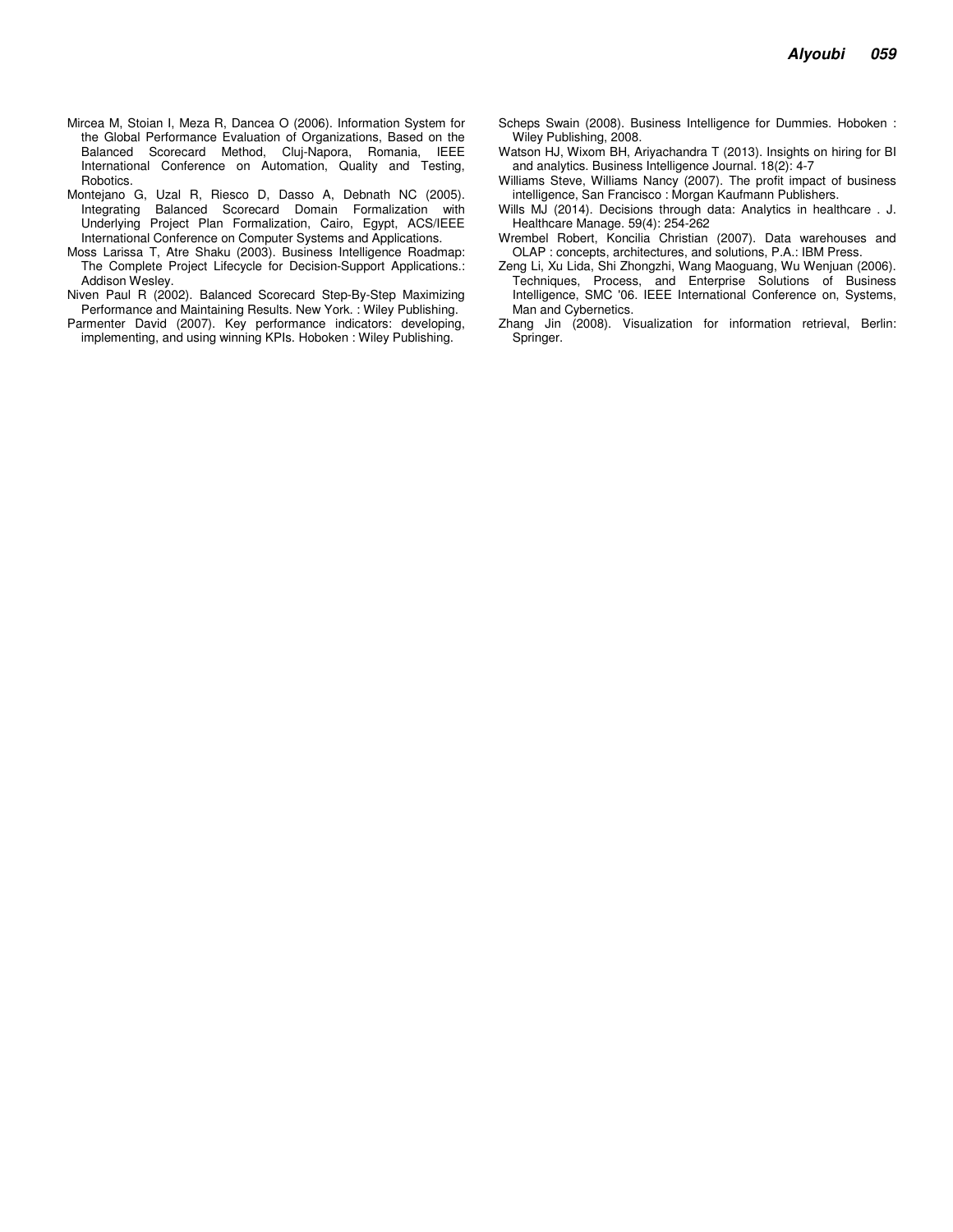Mircea M, Stoian I, Meza R, Dancea O (2006). Information System for the Global Performance Evaluation of Organizations, Based on the Balanced Scorecard Method, Cluj-Napora, Romania, IEEE International Conference on Automation, Quality and Testing, Robotics.

Montejano G, Uzal R, Riesco D, Dasso A, Debnath NC (2005). Integrating Balanced Scorecard Domain Formalization with Underlying Project Plan Formalization, Cairo, Egypt, ACS/IEEE International Conference on Computer Systems and Applications.

Moss Larissa T, Atre Shaku (2003). Business Intelligence Roadmap: The Complete Project Lifecycle for Decision-Support Applications.: Addison Wesley.

Niven Paul R (2002). Balanced Scorecard Step-By-Step Maximizing Performance and Maintaining Results. New York. : Wiley Publishing.

Parmenter David (2007). Key performance indicators: developing, implementing, and using winning KPIs. Hoboken : Wiley Publishing.

Scheps Swain (2008). Business Intelligence for Dummies. Hoboken : Wiley Publishing, 2008.

Watson HJ, Wixom BH, Ariyachandra T (2013). Insights on hiring for BI and analytics. Business Intelligence Journal. 18(2): 4-7

Williams Steve, Williams Nancy (2007). The profit impact of business intelligence, San Francisco : Morgan Kaufmann Publishers.

Wills MJ (2014). Decisions through data: Analytics in healthcare . J. Healthcare Manage. 59(4): 254-262

Wrembel Robert, Koncilia Christian (2007). Data warehouses and OLAP : concepts, architectures, and solutions, P.A.: IBM Press.

Zeng Li, Xu Lida, Shi Zhongzhi, Wang Maoguang, Wu Wenjuan (2006). Techniques, Process, and Enterprise Solutions of Business Intelligence, SMC '06. IEEE International Conference on, Systems, Man and Cybernetics.

Zhang Jin (2008). Visualization for information retrieval, Berlin: Springer.